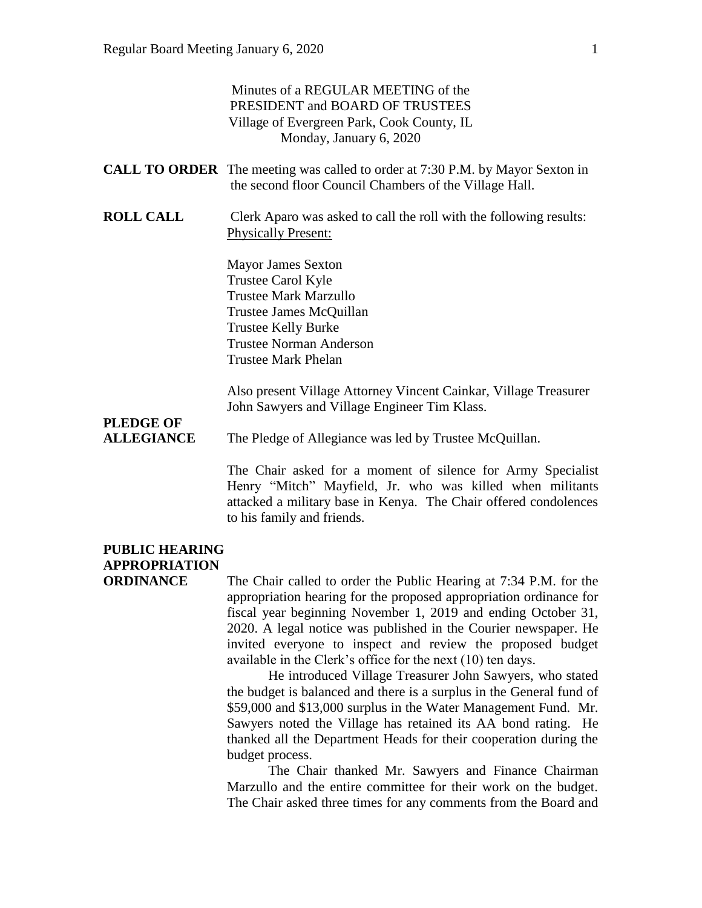Minutes of a REGULAR MEETING of the
PRESIDENT and BOARD OF TRUSTEES
Village of Evergreen Park, Cook County, IL
Monday, January 6, 2020

**CALL TO ORDER** The meeting was called to order at 7:30 P.M. by Mayor Sexton in the second floor Council Chambers of the Village Hall.

**ROLL CALL** Clerk Aparo was asked to call the roll with the following results:
Physically Present:

Mayor James Sexton
Trustee Carol Kyle
Trustee Mark Marzullo
Trustee James McQuillan
Trustee Kelly Burke
Trustee Norman Anderson
Trustee Mark Phelan

Also present Village Attorney Vincent Cainkar, Village Treasurer John Sawyers and Village Engineer Tim Klass.

**PLEDGE OF ALLEGIANCE** The Pledge of Allegiance was led by Trustee McQuillan.

The Chair asked for a moment of silence for Army Specialist Henry "Mitch" Mayfield, Jr. who was killed when militants attacked a military base in Kenya. The Chair offered condolences to his family and friends.

**PUBLIC HEARING APPROPRIATION ORDINANCE** The Chair called to order the Public Hearing at 7:34 P.M. for the appropriation hearing for the proposed appropriation ordinance for fiscal year beginning November 1, 2019 and ending October 31, 2020. A legal notice was published in the Courier newspaper. He invited everyone to inspect and review the proposed budget available in the Clerk's office for the next (10) ten days.

He introduced Village Treasurer John Sawyers, who stated the budget is balanced and there is a surplus in the General fund of $59,000 and $13,000 surplus in the Water Management Fund. Mr. Sawyers noted the Village has retained its AA bond rating. He thanked all the Department Heads for their cooperation during the budget process.

The Chair thanked Mr. Sawyers and Finance Chairman Marzullo and the entire committee for their work on the budget. The Chair asked three times for any comments from the Board and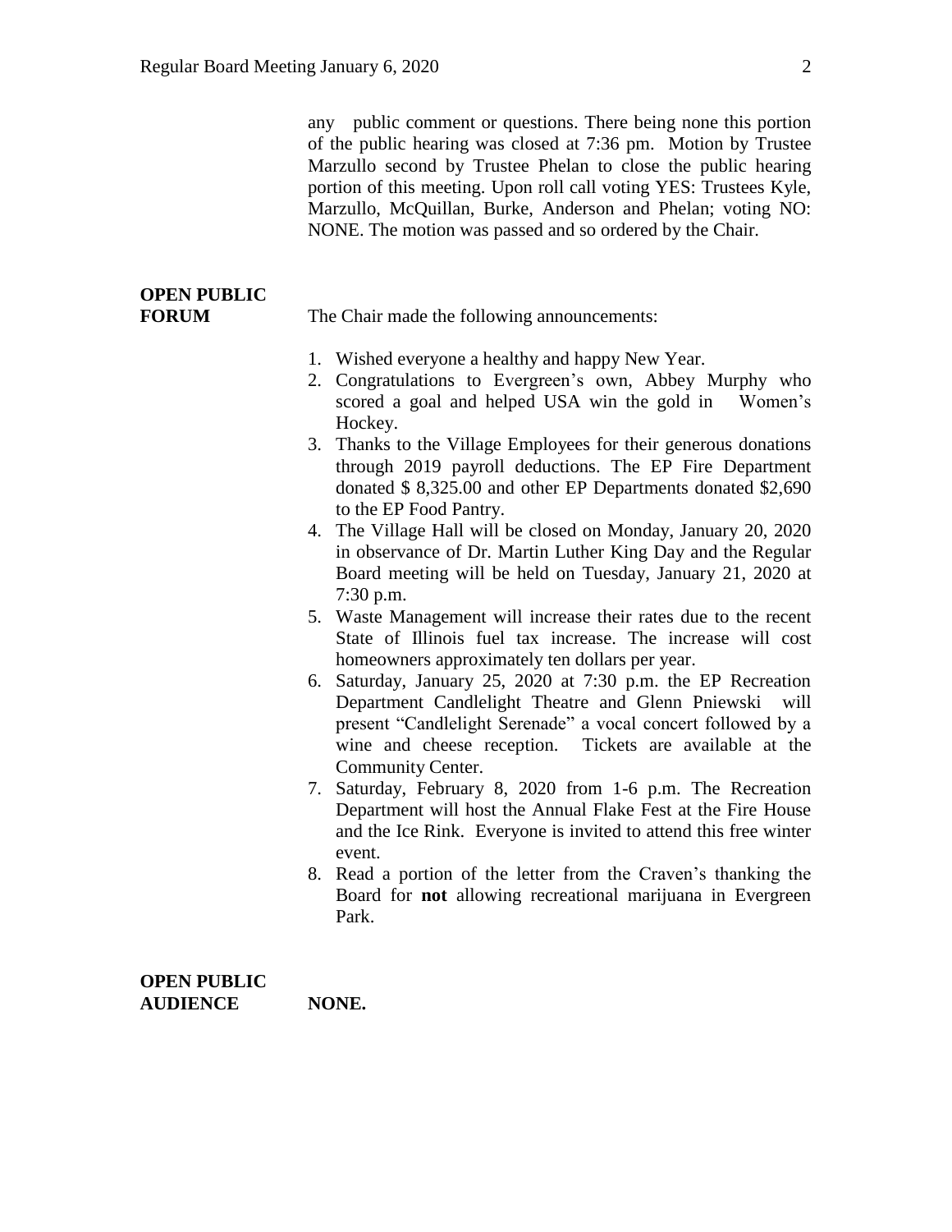any public comment or questions. There being none this portion of the public hearing was closed at 7:36 pm. Motion by Trustee Marzullo second by Trustee Phelan to close the public hearing portion of this meeting. Upon roll call voting YES: Trustees Kyle, Marzullo, McQuillan, Burke, Anderson and Phelan; voting NO: NONE. The motion was passed and so ordered by the Chair.

**OPEN PUBLIC FORUM**

The Chair made the following announcements:

1. Wished everyone a healthy and happy New Year.
2. Congratulations to Evergreen's own, Abbey Murphy who scored a goal and helped USA win the gold in Women's Hockey.
3. Thanks to the Village Employees for their generous donations through 2019 payroll deductions. The EP Fire Department donated $ 8,325.00 and other EP Departments donated $2,690 to the EP Food Pantry.
4. The Village Hall will be closed on Monday, January 20, 2020 in observance of Dr. Martin Luther King Day and the Regular Board meeting will be held on Tuesday, January 21, 2020 at 7:30 p.m.
5. Waste Management will increase their rates due to the recent State of Illinois fuel tax increase. The increase will cost homeowners approximately ten dollars per year.
6. Saturday, January 25, 2020 at 7:30 p.m. the EP Recreation Department Candlelight Theatre and Glenn Pniewski will present "Candlelight Serenade" a vocal concert followed by a wine and cheese reception. Tickets are available at the Community Center.
7. Saturday, February 8, 2020 from 1-6 p.m. The Recreation Department will host the Annual Flake Fest at the Fire House and the Ice Rink. Everyone is invited to attend this free winter event.
8. Read a portion of the letter from the Craven's thanking the Board for **not** allowing recreational marijuana in Evergreen Park.

**OPEN PUBLIC AUDIENCE** **NONE.**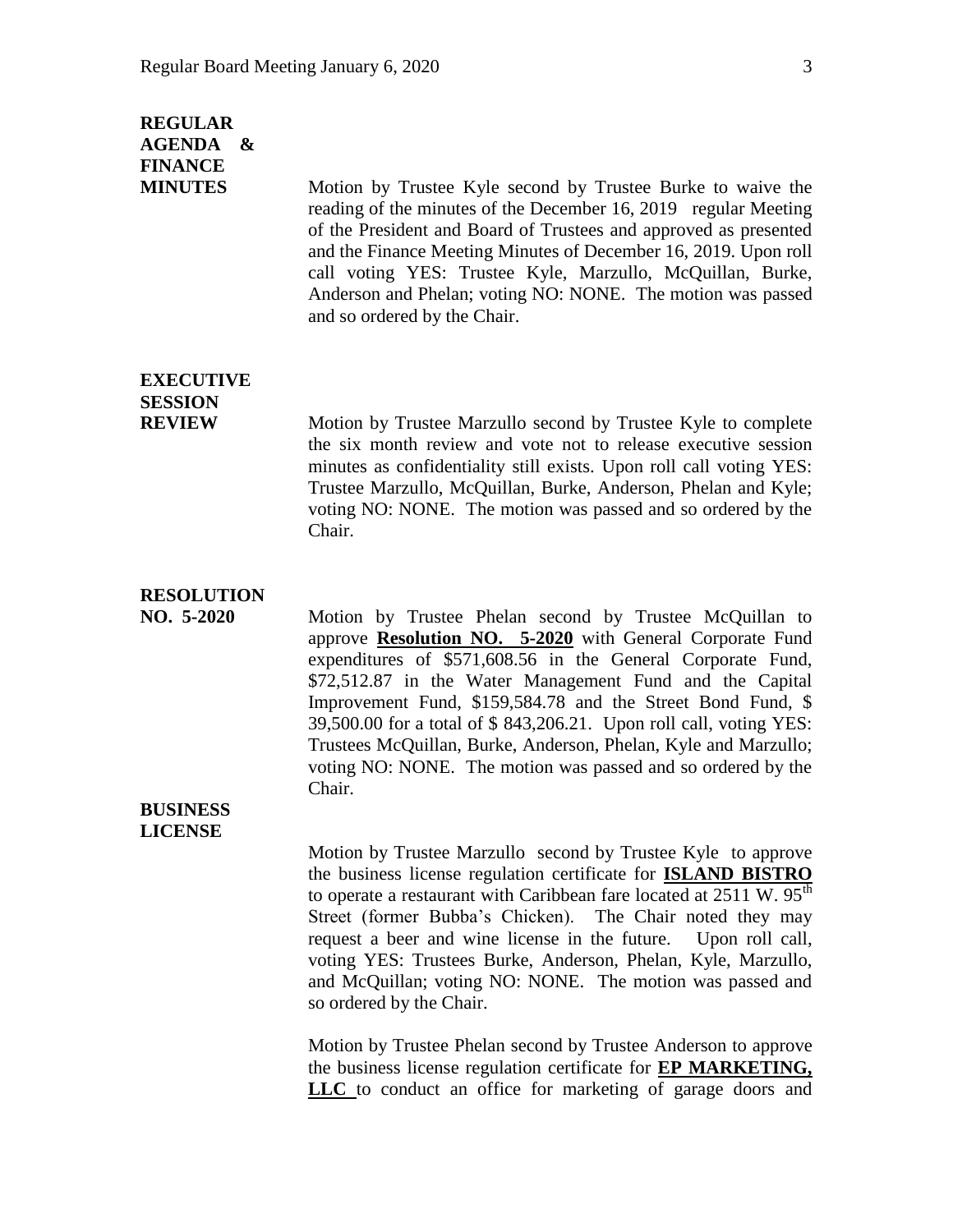**REGULAR AGENDA & FINANCE MINUTES**

Motion by Trustee Kyle second by Trustee Burke to waive the reading of the minutes of the December 16, 2019 regular Meeting of the President and Board of Trustees and approved as presented and the Finance Meeting Minutes of December 16, 2019. Upon roll call voting YES: Trustee Kyle, Marzullo, McQuillan, Burke, Anderson and Phelan; voting NO: NONE. The motion was passed and so ordered by the Chair.

**EXECUTIVE SESSION REVIEW**

Motion by Trustee Marzullo second by Trustee Kyle to complete the six month review and vote not to release executive session minutes as confidentiality still exists. Upon roll call voting YES: Trustee Marzullo, McQuillan, Burke, Anderson, Phelan and Kyle; voting NO: NONE. The motion was passed and so ordered by the Chair.

**RESOLUTION NO. 5-2020**

Motion by Trustee Phelan second by Trustee McQuillan to approve **Resolution NO. 5-2020** with General Corporate Fund expenditures of $571,608.56 in the General Corporate Fund, $72,512.87 in the Water Management Fund and the Capital Improvement Fund, $159,584.78 and the Street Bond Fund, $ 39,500.00 for a total of $ 843,206.21. Upon roll call, voting YES: Trustees McQuillan, Burke, Anderson, Phelan, Kyle and Marzullo; voting NO: NONE. The motion was passed and so ordered by the Chair.

**BUSINESS LICENSE**

Motion by Trustee Marzullo second by Trustee Kyle to approve the business license regulation certificate for **ISLAND BISTRO** to operate a restaurant with Caribbean fare located at 2511 W. 95th Street (former Bubba's Chicken). The Chair noted they may request a beer and wine license in the future. Upon roll call, voting YES: Trustees Burke, Anderson, Phelan, Kyle, Marzullo, and McQuillan; voting NO: NONE. The motion was passed and so ordered by the Chair.

Motion by Trustee Phelan second by Trustee Anderson to approve the business license regulation certificate for **EP MARKETING, LLC** to conduct an office for marketing of garage doors and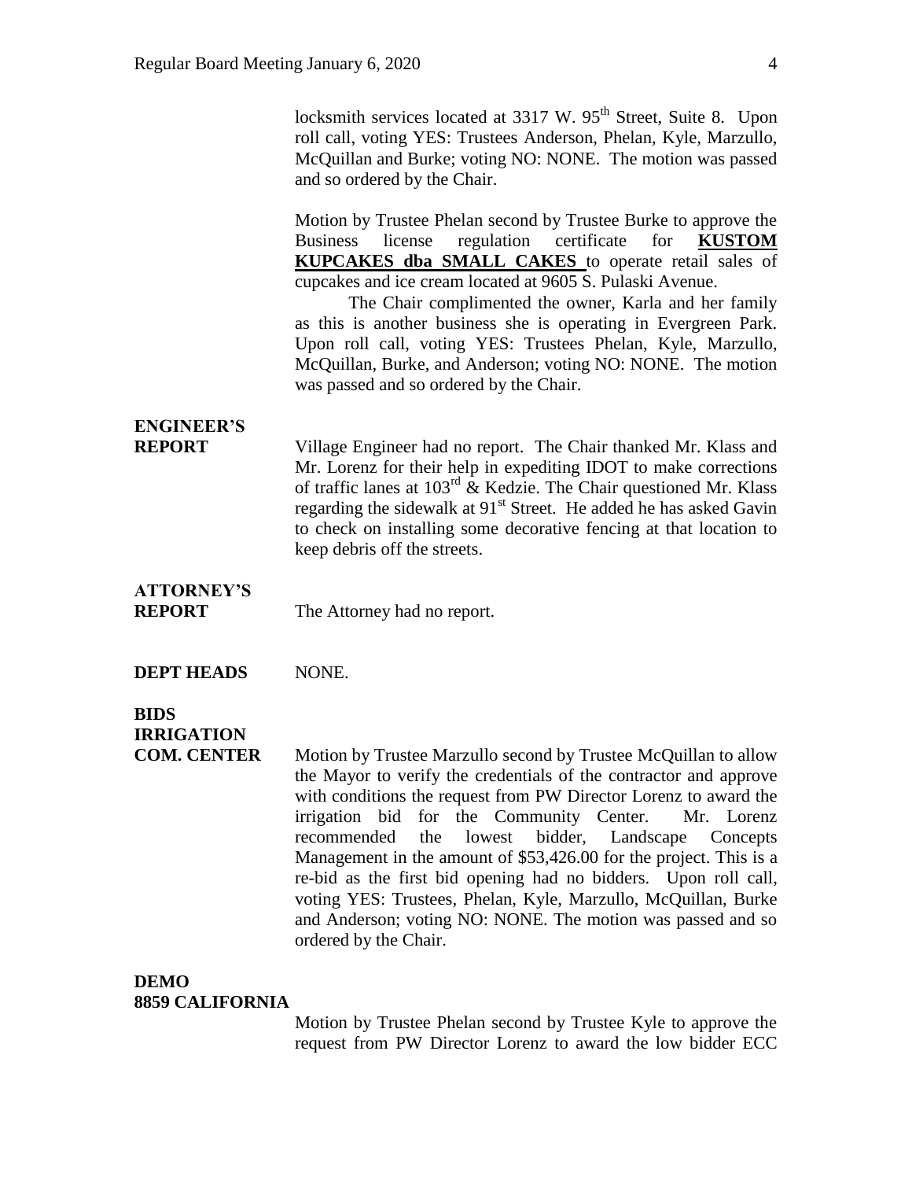locksmith services located at 3317 W. 95th Street, Suite 8. Upon roll call, voting YES: Trustees Anderson, Phelan, Kyle, Marzullo, McQuillan and Burke; voting NO: NONE. The motion was passed and so ordered by the Chair.

Motion by Trustee Phelan second by Trustee Burke to approve the Business license regulation certificate for **KUSTOM KUPCAKES dba SMALL CAKES** to operate retail sales of cupcakes and ice cream located at 9605 S. Pulaski Avenue.

The Chair complimented the owner, Karla and her family as this is another business she is operating in Evergreen Park. Upon roll call, voting YES: Trustees Phelan, Kyle, Marzullo, McQuillan, Burke, and Anderson; voting NO: NONE. The motion was passed and so ordered by the Chair.

**ENGINEER'S REPORT**

Village Engineer had no report. The Chair thanked Mr. Klass and Mr. Lorenz for their help in expediting IDOT to make corrections of traffic lanes at 103rd & Kedzie. The Chair questioned Mr. Klass regarding the sidewalk at 91st Street. He added he has asked Gavin to check on installing some decorative fencing at that location to keep debris off the streets.

**ATTORNEY'S REPORT**

The Attorney had no report.

**DEPT HEADS**

NONE.

**BIDS IRRIGATION COM. CENTER**

Motion by Trustee Marzullo second by Trustee McQuillan to allow the Mayor to verify the credentials of the contractor and approve with conditions the request from PW Director Lorenz to award the irrigation bid for the Community Center. Mr. Lorenz recommended the lowest bidder, Landscape Concepts Management in the amount of $53,426.00 for the project. This is a re-bid as the first bid opening had no bidders. Upon roll call, voting YES: Trustees, Phelan, Kyle, Marzullo, McQuillan, Burke and Anderson; voting NO: NONE. The motion was passed and so ordered by the Chair.

**DEMO 8859 CALIFORNIA**

Motion by Trustee Phelan second by Trustee Kyle to approve the request from PW Director Lorenz to award the low bidder ECC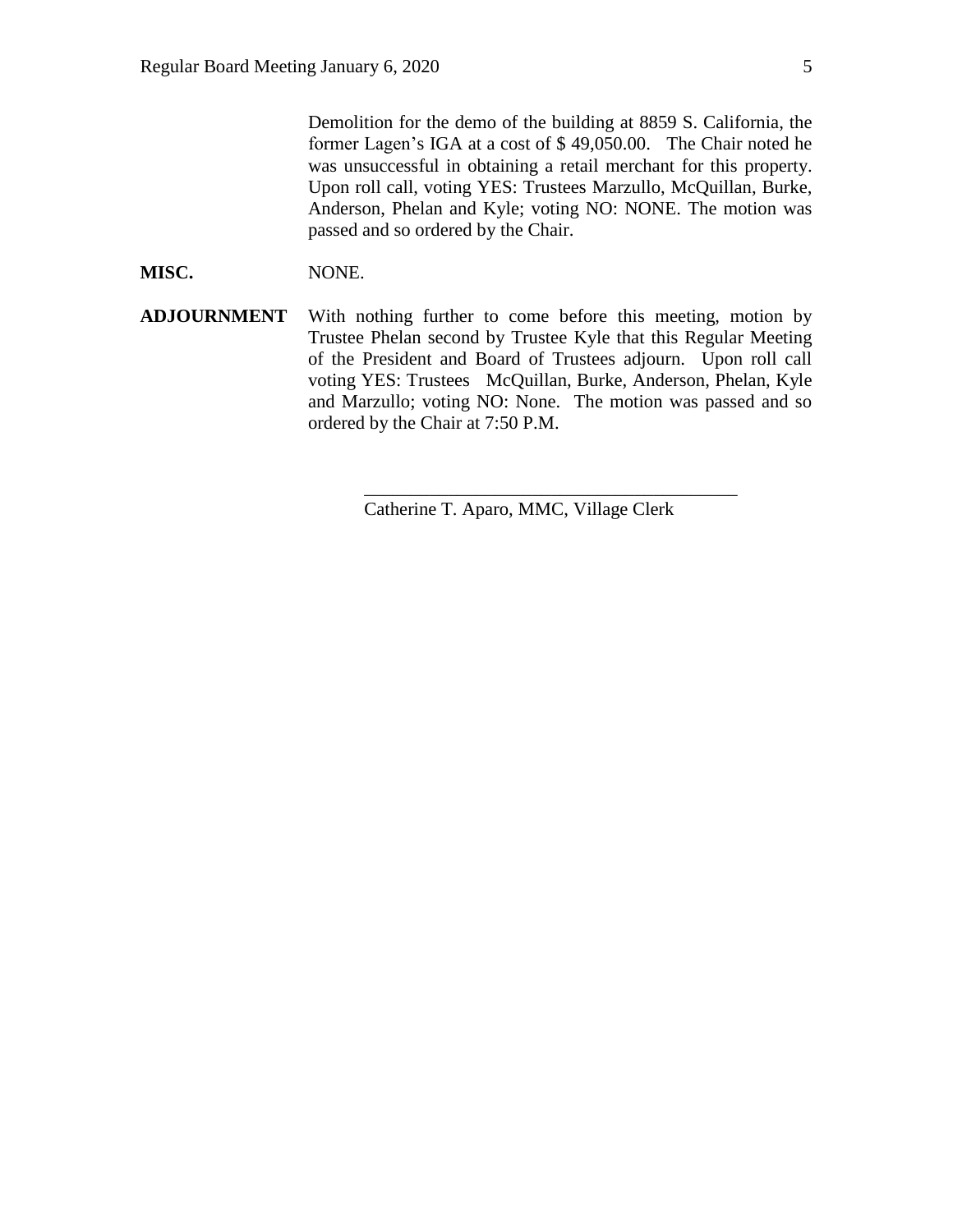Demolition for the demo of the building at 8859 S. California, the former Lagen's IGA at a cost of $ 49,050.00. The Chair noted he was unsuccessful in obtaining a retail merchant for this property. Upon roll call, voting YES: Trustees Marzullo, McQuillan, Burke, Anderson, Phelan and Kyle; voting NO: NONE. The motion was passed and so ordered by the Chair.

**MISC.** NONE.

**ADJOURNMENT** With nothing further to come before this meeting, motion by Trustee Phelan second by Trustee Kyle that this Regular Meeting of the President and Board of Trustees adjourn. Upon roll call voting YES: Trustees McQuillan, Burke, Anderson, Phelan, Kyle and Marzullo; voting NO: None. The motion was passed and so ordered by the Chair at 7:50 P.M.

\_\_\_\_\_\_\_\_\_\_\_\_\_\_\_\_\_\_\_\_\_\_\_\_\_\_\_\_\_\_\_\_\_\_\_\_\_\_\_\_

Catherine T. Aparo, MMC, Village Clerk